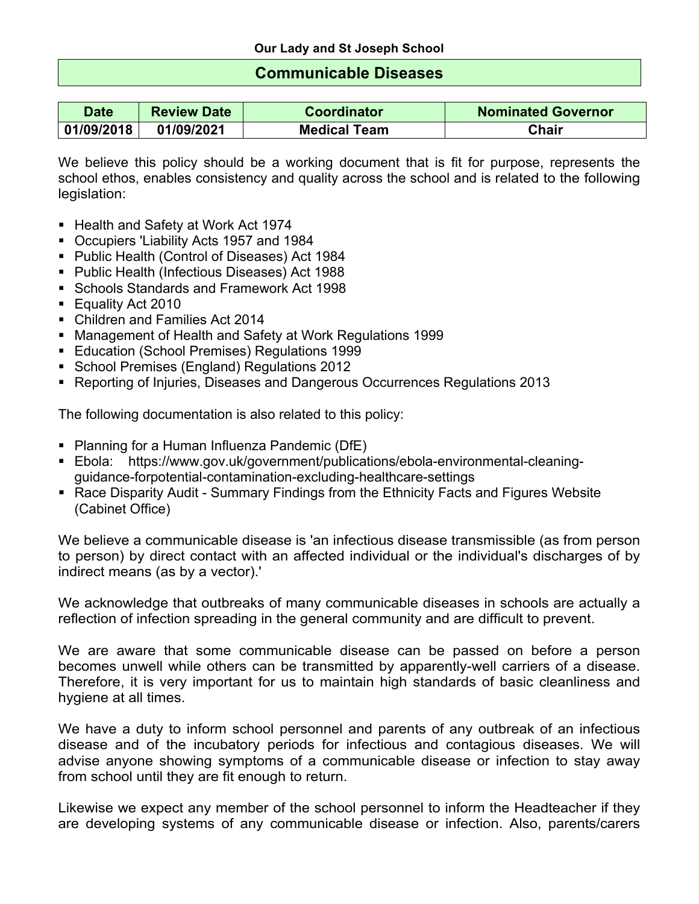**Our Lady and St Joseph School**

# Communicable Diseases

| Date | Review Date | Coordinator | Nominated Governor |
|---|---|---|---|
| 01/09/2018 | 01/09/2021 | Medical Team | Chair |

We believe this policy should be a working document that is fit for purpose, represents the school ethos, enables consistency and quality across the school and is related to the following legislation:

- Health and Safety at Work Act 1974
- Occupiers 'Liability Acts 1957 and 1984
- Public Health (Control of Diseases) Act 1984
- Public Health (Infectious Diseases) Act 1988
- Schools Standards and Framework Act 1998
- Equality Act 2010
- Children and Families Act 2014
- Management of Health and Safety at Work Regulations 1999
- Education (School Premises) Regulations 1999
- School Premises (England) Regulations 2012
- Reporting of Injuries, Diseases and Dangerous Occurrences Regulations 2013

The following documentation is also related to this policy:

- Planning for a Human Influenza Pandemic (DfE)
- Ebola: https://www.gov.uk/government/publications/ebola-environmental-cleaning-guidance-forpotential-contamination-excluding-healthcare-settings
- Race Disparity Audit - Summary Findings from the Ethnicity Facts and Figures Website (Cabinet Office)

We believe a communicable disease is 'an infectious disease transmissible (as from person to person) by direct contact with an affected individual or the individual's discharges of by indirect means (as by a vector).'

We acknowledge that outbreaks of many communicable diseases in schools are actually a reflection of infection spreading in the general community and are difficult to prevent.

We are aware that some communicable disease can be passed on before a person becomes unwell while others can be transmitted by apparently-well carriers of a disease. Therefore, it is very important for us to maintain high standards of basic cleanliness and hygiene at all times.

We have a duty to inform school personnel and parents of any outbreak of an infectious disease and of the incubatory periods for infectious and contagious diseases. We will advise anyone showing symptoms of a communicable disease or infection to stay away from school until they are fit enough to return.

Likewise we expect any member of the school personnel to inform the Headteacher if they are developing systems of any communicable disease or infection. Also, parents/carers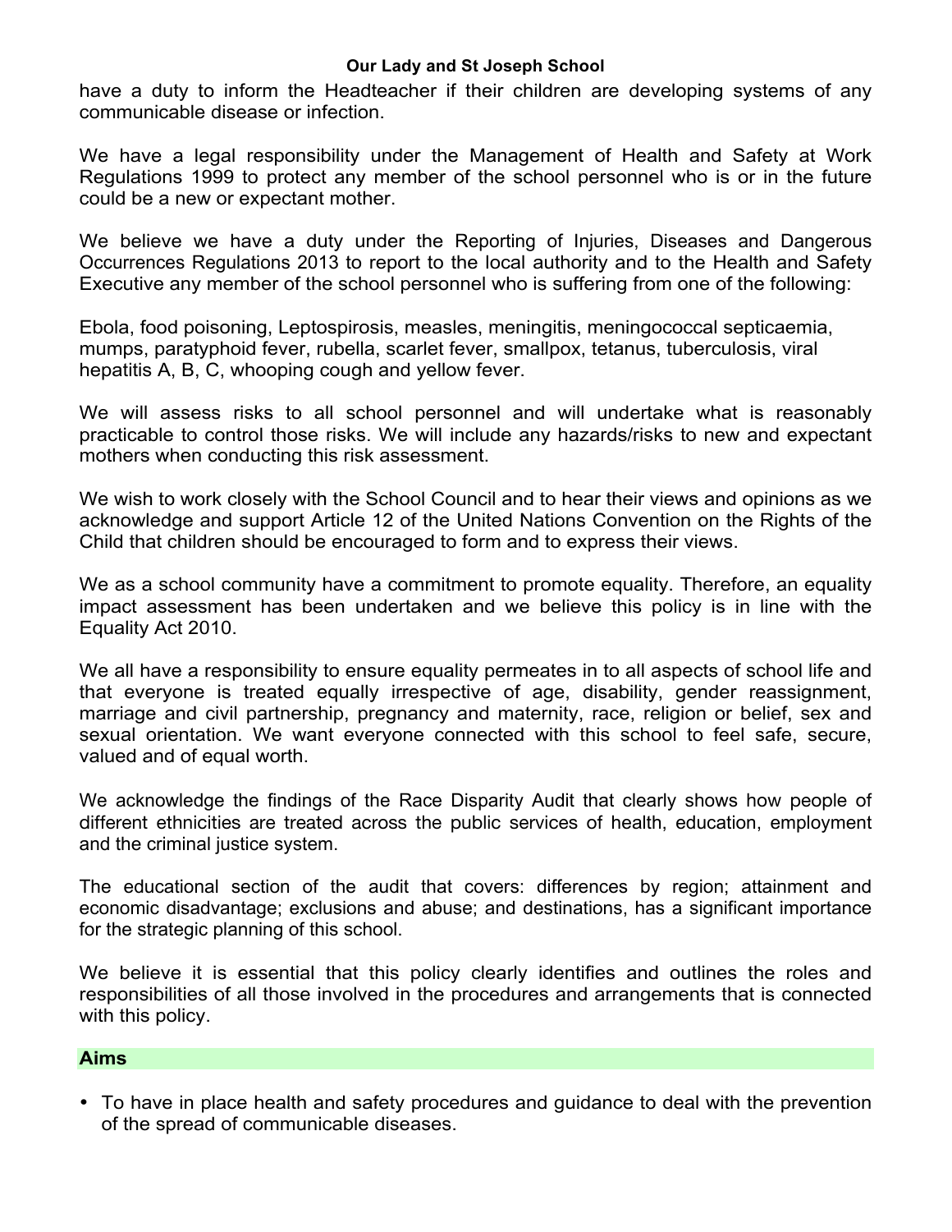have a duty to inform the Headteacher if their children are developing systems of any communicable disease or infection.

We have a legal responsibility under the Management of Health and Safety at Work Regulations 1999 to protect any member of the school personnel who is or in the future could be a new or expectant mother.

We believe we have a duty under the Reporting of Injuries, Diseases and Dangerous Occurrences Regulations 2013 to report to the local authority and to the Health and Safety Executive any member of the school personnel who is suffering from one of the following:

Ebola, food poisoning, Leptospirosis, measles, meningitis, meningococcal septicaemia, mumps, paratyphoid fever, rubella, scarlet fever, smallpox, tetanus, tuberculosis, viral hepatitis A, B, C, whooping cough and yellow fever.

We will assess risks to all school personnel and will undertake what is reasonably practicable to control those risks. We will include any hazards/risks to new and expectant mothers when conducting this risk assessment.

We wish to work closely with the School Council and to hear their views and opinions as we acknowledge and support Article 12 of the United Nations Convention on the Rights of the Child that children should be encouraged to form and to express their views.

We as a school community have a commitment to promote equality. Therefore, an equality impact assessment has been undertaken and we believe this policy is in line with the Equality Act 2010.

We all have a responsibility to ensure equality permeates in to all aspects of school life and that everyone is treated equally irrespective of age, disability, gender reassignment, marriage and civil partnership, pregnancy and maternity, race, religion or belief, sex and sexual orientation. We want everyone connected with this school to feel safe, secure, valued and of equal worth.

We acknowledge the findings of the Race Disparity Audit that clearly shows how people of different ethnicities are treated across the public services of health, education, employment and the criminal justice system.

The educational section of the audit that covers: differences by region; attainment and economic disadvantage; exclusions and abuse; and destinations, has a significant importance for the strategic planning of this school.

We believe it is essential that this policy clearly identifies and outlines the roles and responsibilities of all those involved in the procedures and arrangements that is connected with this policy.

## Aims

- To have in place health and safety procedures and guidance to deal with the prevention of the spread of communicable diseases.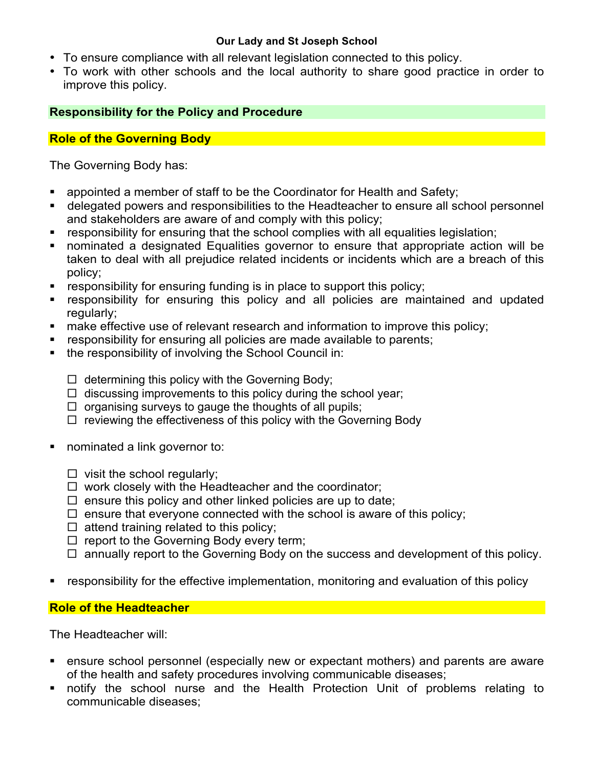- To ensure compliance with all relevant legislation connected to this policy.
- To work with other schools and the local authority to share good practice in order to improve this policy.

## Responsibility for the Policy and Procedure

### Role of the Governing Body

The Governing Body has:

- appointed a member of staff to be the Coordinator for Health and Safety;
- delegated powers and responsibilities to the Headteacher to ensure all school personnel and stakeholders are aware of and comply with this policy;
- responsibility for ensuring that the school complies with all equalities legislation;
- nominated a designated Equalities governor to ensure that appropriate action will be taken to deal with all prejudice related incidents or incidents which are a breach of this policy;
- responsibility for ensuring funding is in place to support this policy;
- responsibility for ensuring this policy and all policies are maintained and updated regularly;
- make effective use of relevant research and information to improve this policy;
- responsibility for ensuring all policies are made available to parents;
- the responsibility of involving the School Council in:
  - ☐ determining this policy with the Governing Body;
  - ☐ discussing improvements to this policy during the school year;
  - ☐ organising surveys to gauge the thoughts of all pupils;
  - ☐ reviewing the effectiveness of this policy with the Governing Body
- nominated a link governor to:
  - ☐ visit the school regularly;
  - ☐ work closely with the Headteacher and the coordinator;
  - ☐ ensure this policy and other linked policies are up to date;
  - ☐ ensure that everyone connected with the school is aware of this policy;
  - ☐ attend training related to this policy;
  - ☐ report to the Governing Body every term;
  - ☐ annually report to the Governing Body on the success and development of this policy.
- responsibility for the effective implementation, monitoring and evaluation of this policy

### Role of the Headteacher

The Headteacher will:

- ensure school personnel (especially new or expectant mothers) and parents are aware of the health and safety procedures involving communicable diseases;
- notify the school nurse and the Health Protection Unit of problems relating to communicable diseases;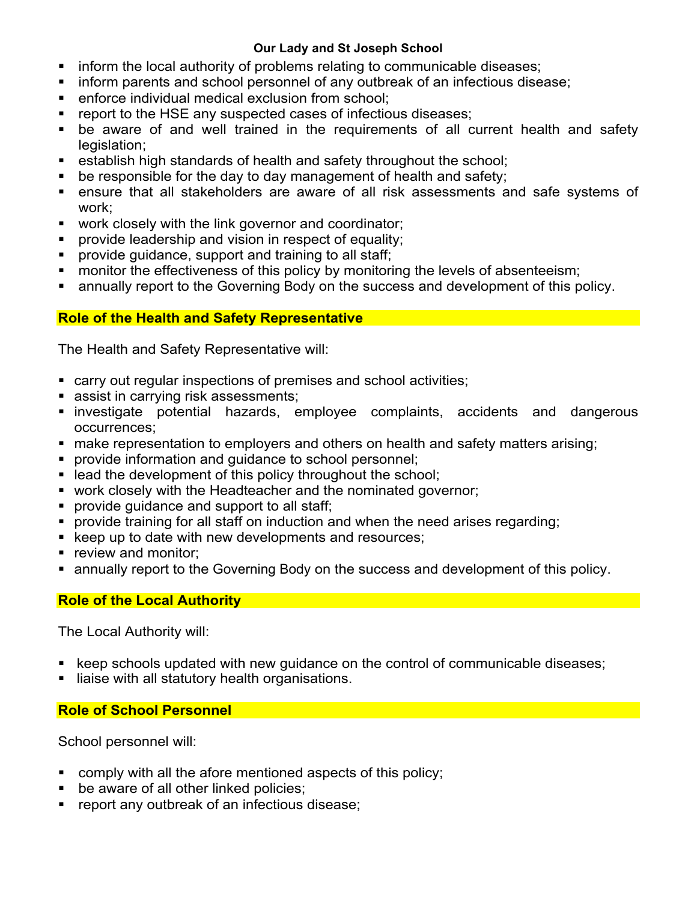- inform the local authority of problems relating to communicable diseases;
- inform parents and school personnel of any outbreak of an infectious disease;
- enforce individual medical exclusion from school;
- report to the HSE any suspected cases of infectious diseases;
- be aware of and well trained in the requirements of all current health and safety legislation;
- establish high standards of health and safety throughout the school;
- be responsible for the day to day management of health and safety;
- ensure that all stakeholders are aware of all risk assessments and safe systems of work;
- work closely with the link governor and coordinator;
- provide leadership and vision in respect of equality;
- provide guidance, support and training to all staff;
- monitor the effectiveness of this policy by monitoring the levels of absenteeism;
- annually report to the Governing Body on the success and development of this policy.

## Role of the Health and Safety Representative

The Health and Safety Representative will:

- carry out regular inspections of premises and school activities;
- assist in carrying risk assessments;
- investigate potential hazards, employee complaints, accidents and dangerous occurrences;
- make representation to employers and others on health and safety matters arising;
- provide information and guidance to school personnel;
- lead the development of this policy throughout the school;
- work closely with the Headteacher and the nominated governor;
- provide guidance and support to all staff;
- provide training for all staff on induction and when the need arises regarding;
- keep up to date with new developments and resources;
- review and monitor;
- annually report to the Governing Body on the success and development of this policy.

## Role of the Local Authority

The Local Authority will:

- keep schools updated with new guidance on the control of communicable diseases;
- liaise with all statutory health organisations.

## Role of School Personnel

School personnel will:

- comply with all the afore mentioned aspects of this policy;
- be aware of all other linked policies;
- report any outbreak of an infectious disease;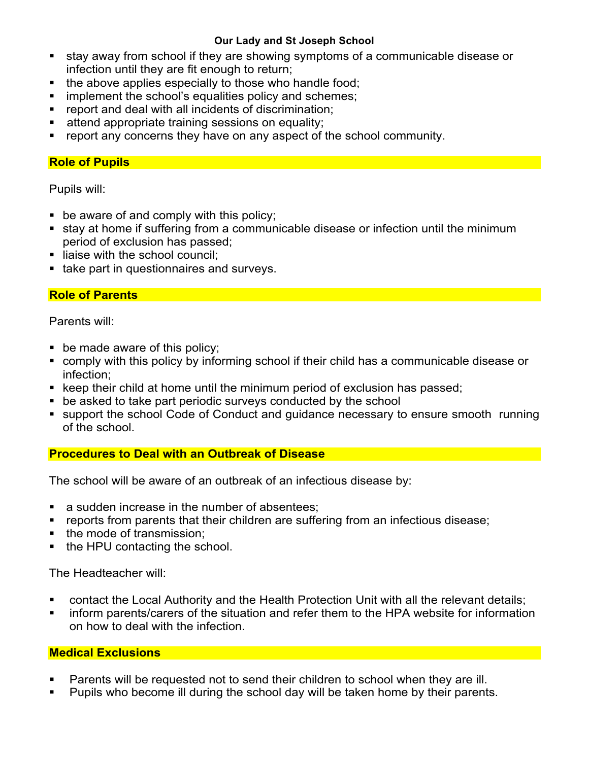- stay away from school if they are showing symptoms of a communicable disease or infection until they are fit enough to return;
- the above applies especially to those who handle food;
- implement the school's equalities policy and schemes;
- report and deal with all incidents of discrimination;
- attend appropriate training sessions on equality;
- report any concerns they have on any aspect of the school community.

## Role of Pupils

Pupils will:

- be aware of and comply with this policy;
- stay at home if suffering from a communicable disease or infection until the minimum period of exclusion has passed;
- liaise with the school council;
- take part in questionnaires and surveys.

## Role of Parents

Parents will:

- be made aware of this policy;
- comply with this policy by informing school if their child has a communicable disease or infection;
- keep their child at home until the minimum period of exclusion has passed;
- be asked to take part periodic surveys conducted by the school
- support the school Code of Conduct and guidance necessary to ensure smooth running of the school.

## Procedures to Deal with an Outbreak of Disease

The school will be aware of an outbreak of an infectious disease by:

- a sudden increase in the number of absentees;
- reports from parents that their children are suffering from an infectious disease;
- the mode of transmission;
- the HPU contacting the school.

The Headteacher will:

- contact the Local Authority and the Health Protection Unit with all the relevant details;
- inform parents/carers of the situation and refer them to the HPA website for information on how to deal with the infection.

## Medical Exclusions

- Parents will be requested not to send their children to school when they are ill.
- Pupils who become ill during the school day will be taken home by their parents.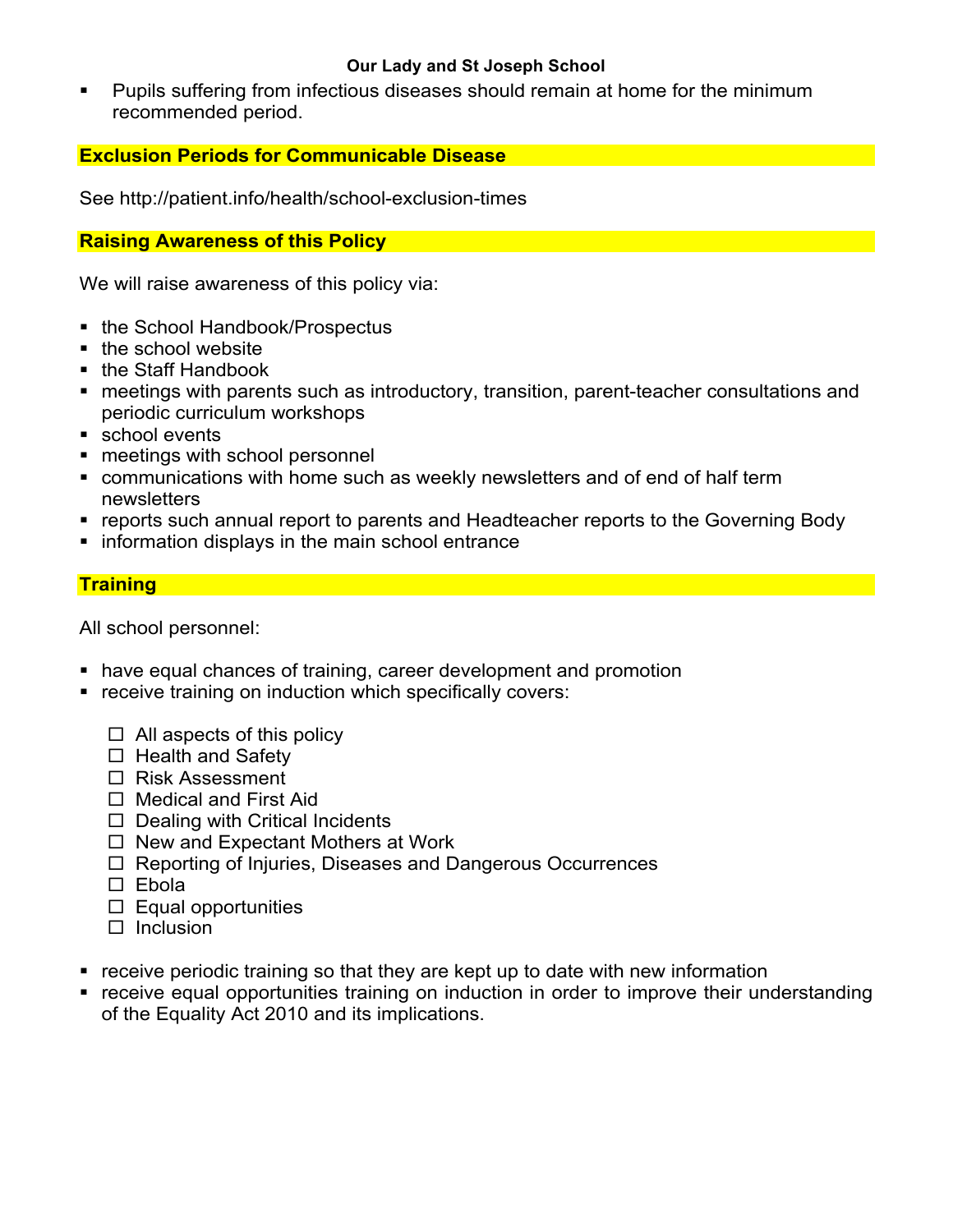- Pupils suffering from infectious diseases should remain at home for the minimum recommended period.

## Exclusion Periods for Communicable Disease

See http://patient.info/health/school-exclusion-times

## Raising Awareness of this Policy

We will raise awareness of this policy via:

- the School Handbook/Prospectus
- the school website
- the Staff Handbook
- meetings with parents such as introductory, transition, parent-teacher consultations and periodic curriculum workshops
- school events
- meetings with school personnel
- communications with home such as weekly newsletters and of end of half term newsletters
- reports such annual report to parents and Headteacher reports to the Governing Body
- information displays in the main school entrance

## Training

All school personnel:

- have equal chances of training, career development and promotion
- receive training on induction which specifically covers:
  - ☐ All aspects of this policy
  - ☐ Health and Safety
  - ☐ Risk Assessment
  - ☐ Medical and First Aid
  - ☐ Dealing with Critical Incidents
  - ☐ New and Expectant Mothers at Work
  - ☐ Reporting of Injuries, Diseases and Dangerous Occurrences
  - ☐ Ebola
  - ☐ Equal opportunities
  - ☐ Inclusion
- receive periodic training so that they are kept up to date with new information
- receive equal opportunities training on induction in order to improve their understanding of the Equality Act 2010 and its implications.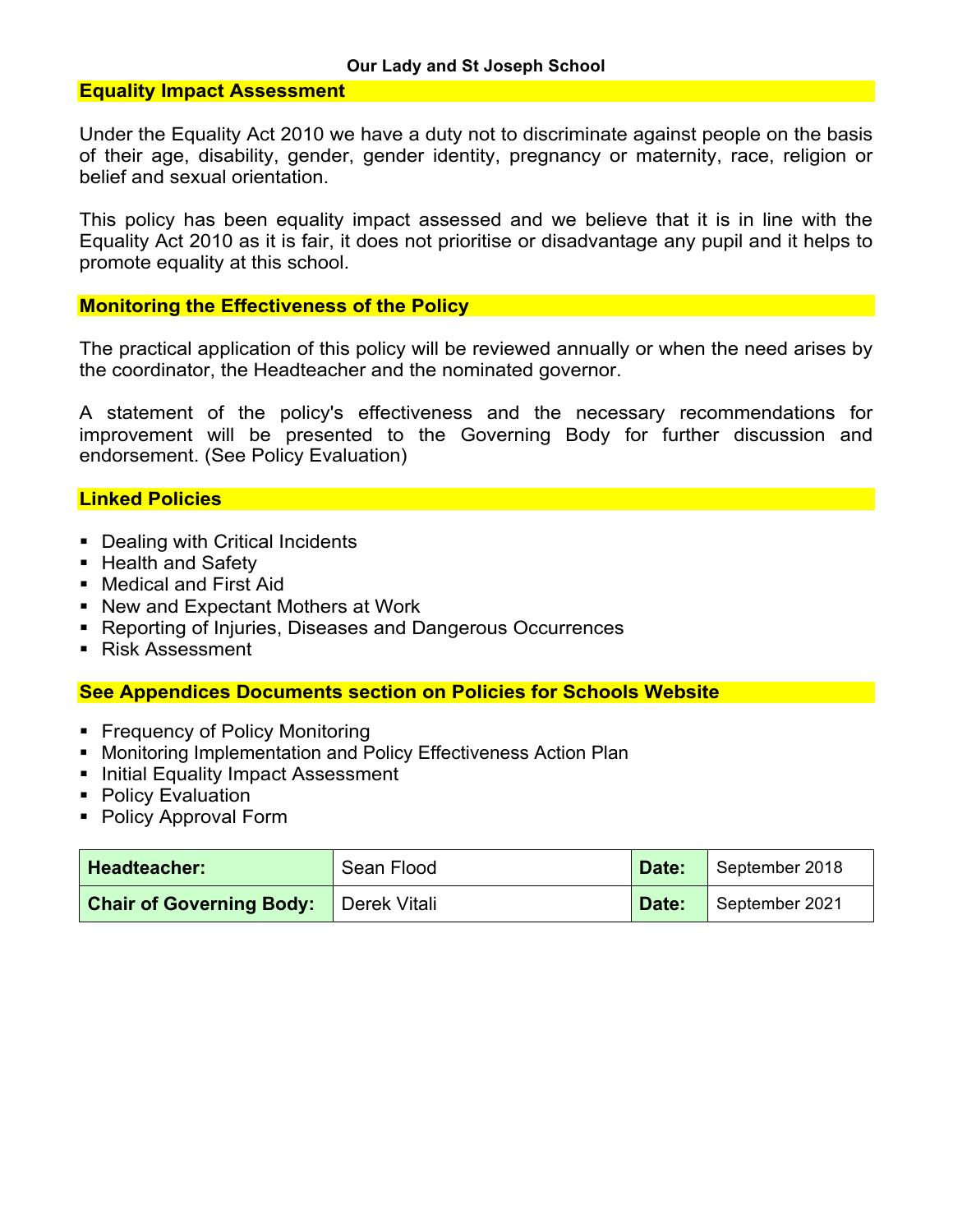## Equality Impact Assessment

Under the Equality Act 2010 we have a duty not to discriminate against people on the basis of their age, disability, gender, gender identity, pregnancy or maternity, race, religion or belief and sexual orientation.

This policy has been equality impact assessed and we believe that it is in line with the Equality Act 2010 as it is fair, it does not prioritise or disadvantage any pupil and it helps to promote equality at this school.

## Monitoring the Effectiveness of the Policy

The practical application of this policy will be reviewed annually or when the need arises by the coordinator, the Headteacher and the nominated governor.

A statement of the policy's effectiveness and the necessary recommendations for improvement will be presented to the Governing Body for further discussion and endorsement. (See Policy Evaluation)

## Linked Policies

- Dealing with Critical Incidents
- Health and Safety
- Medical and First Aid
- New and Expectant Mothers at Work
- Reporting of Injuries, Diseases and Dangerous Occurrences
- Risk Assessment

## See Appendices Documents section on Policies for Schools Website

- Frequency of Policy Monitoring
- Monitoring Implementation and Policy Effectiveness Action Plan
- Initial Equality Impact Assessment
- Policy Evaluation
- Policy Approval Form

| | | | |
|---|---|---|---|
| **Headteacher:** | Sean Flood | **Date:** | September 2018 |
| **Chair of Governing Body:** | Derek Vitali | **Date:** | September 2021 |